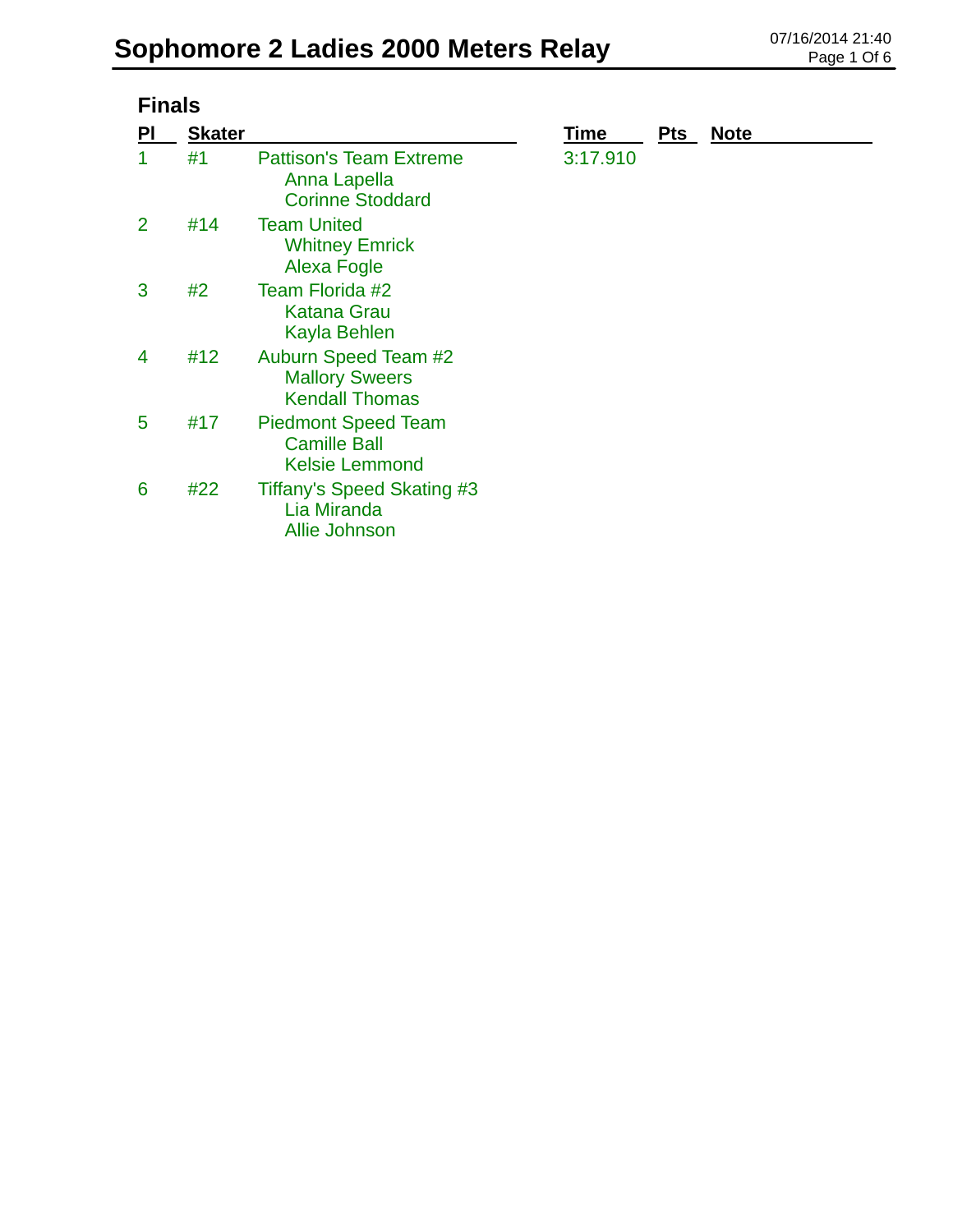# Sophomore 2 Ladies 2000 Meters Relay

## Finals

| Pl | Skater | | Time | Pts | Note |
|---|---|---|---|---|---|
| 1 | #1 | Pattison's Team Extreme<br>Anna Lapella<br>Corinne Stoddard | 3:17.910 | | |
| 2 | #14 | Team United<br>Whitney Emrick<br>Alexa Fogle | | | |
| 3 | #2 | Team Florida #2<br>Katana Grau<br>Kayla Behlen | | | |
| 4 | #12 | Auburn Speed Team #2<br>Mallory Sweers<br>Kendall Thomas | | | |
| 5 | #17 | Piedmont Speed Team<br>Camille Ball<br>Kelsie Lemmond | | | |
| 6 | #22 | Tiffany's Speed Skating #3<br>Lia Miranda<br>Allie Johnson | | | |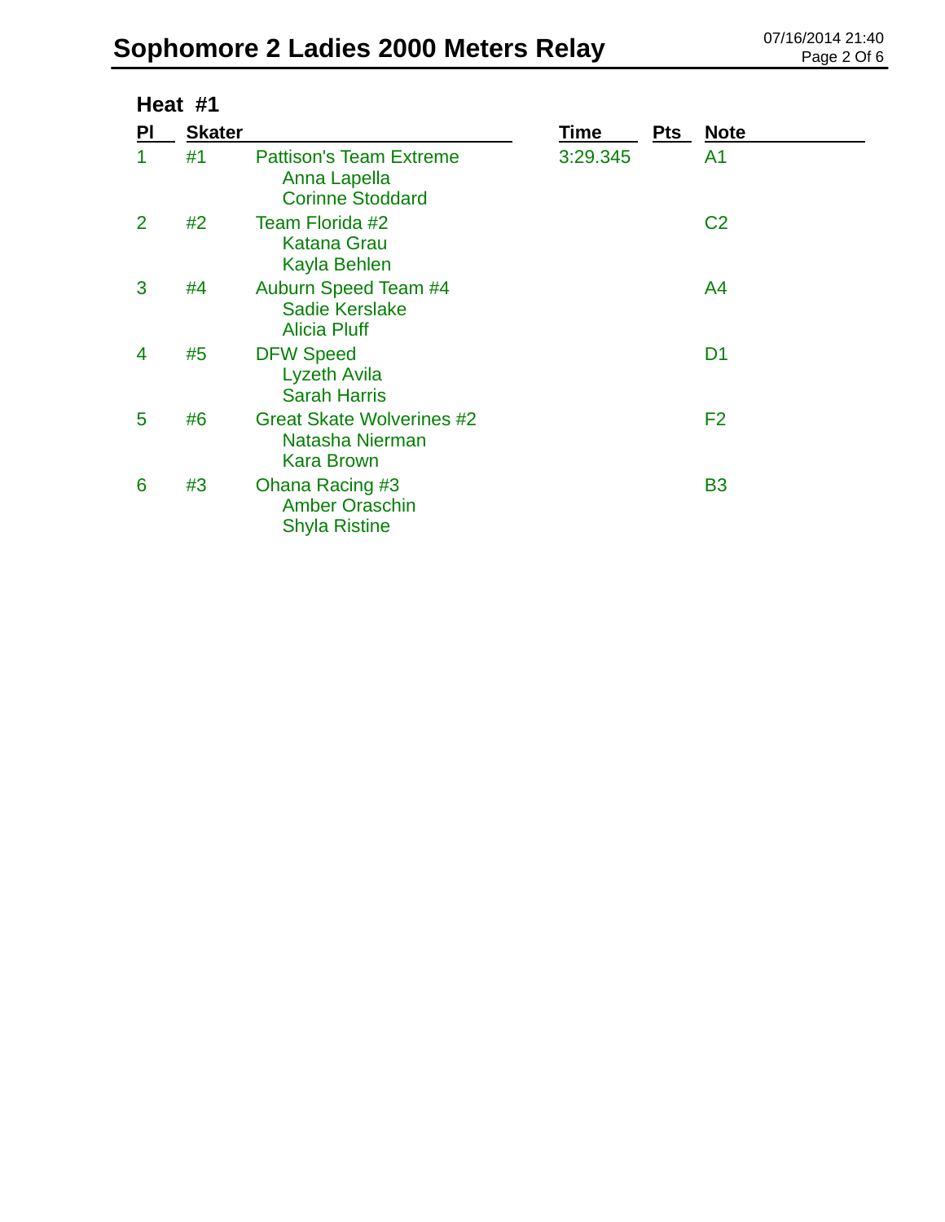# Sophomore 2 Ladies 2000 Meters Relay

07/16/2014 21:40

## Heat #1

| Pl | Skater | | Time | Pts | Note |
|---|---|---|---|---|---|
| 1 | #1 | Pattison's Team Extreme<br>Anna Lapella<br>Corinne Stoddard | 3:29.345 | | A1 |
| 2 | #2 | Team Florida #2<br>Katana Grau<br>Kayla Behlen | | | C2 |
| 3 | #4 | Auburn Speed Team #4<br>Sadie Kerslake<br>Alicia Pluff | | | A4 |
| 4 | #5 | DFW Speed<br>Lyzeth Avila<br>Sarah Harris | | | D1 |
| 5 | #6 | Great Skate Wolverines #2<br>Natasha Nierman<br>Kara Brown | | | F2 |
| 6 | #3 | Ohana Racing #3<br>Amber Oraschin<br>Shyla Ristine | | | B3 |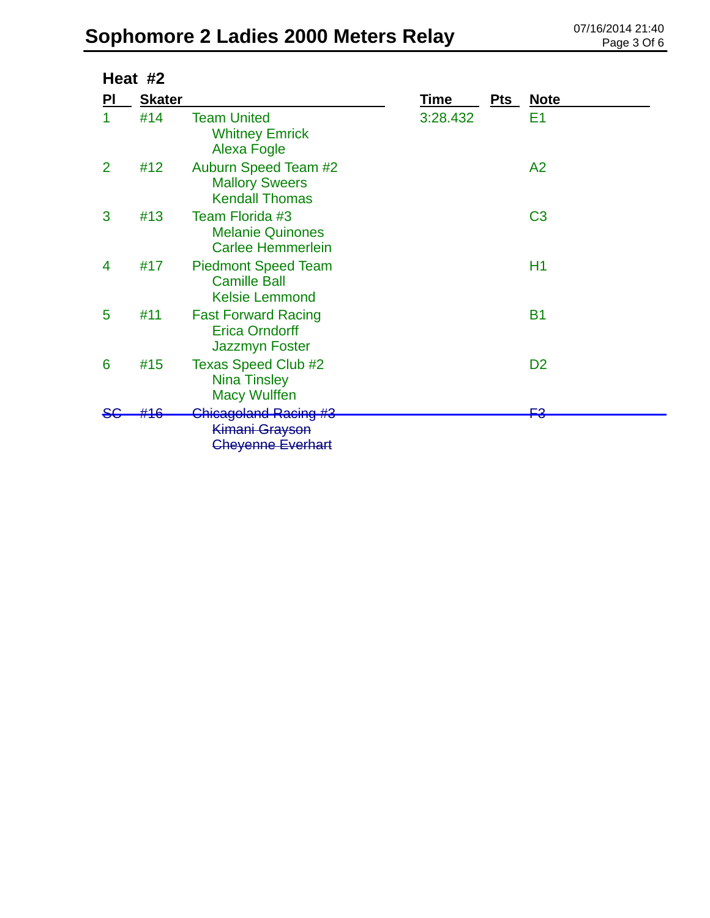# Sophomore 2 Ladies 2000 Meters Relay

07/16/2014 21:40

## Heat #2

| Pl | Skater | | Time | Pts | Note |
|---|---|---|---|---|---|
| 1 | #14 | Team United<br>Whitney Emrick<br>Alexa Fogle | 3:28.432 | | E1 |
| 2 | #12 | Auburn Speed Team #2<br>Mallory Sweers<br>Kendall Thomas | | | A2 |
| 3 | #13 | Team Florida #3<br>Melanie Quinones<br>Carlee Hemmerlein | | | C3 |
| 4 | #17 | Piedmont Speed Team<br>Camille Ball<br>Kelsie Lemmond | | | H1 |
| 5 | #11 | Fast Forward Racing<br>Erica Orndorff<br>Jazzmyn Foster | | | B1 |
| 6 | #15 | Texas Speed Club #2<br>Nina Tinsley<br>Macy Wulffen | | | D2 |
| ~~SC~~ | ~~#16~~ | ~~Chicagoland Racing #3~~<br>~~Kimani Grayson~~<br>~~Cheyenne Everhart~~ | | | ~~F3~~ |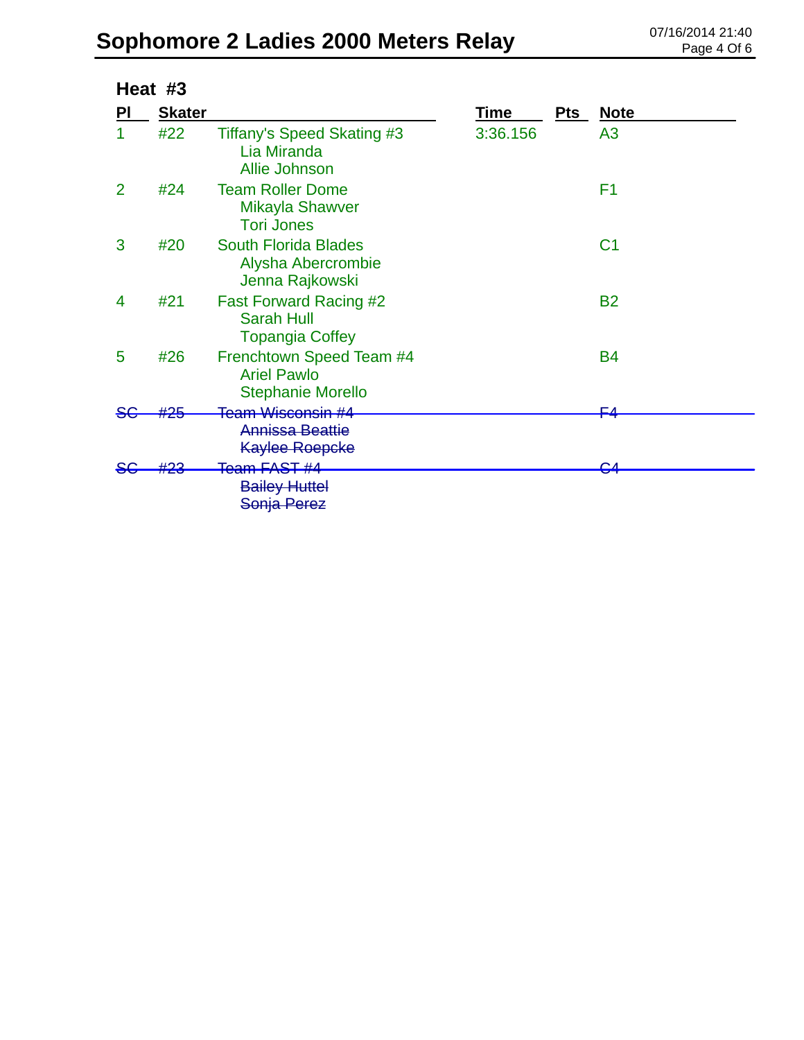# Sophomore 2 Ladies 2000 Meters Relay

## Heat #3

| Pl | Skater | | Time | Pts | Note |
|---|---|---|---|---|---|
| 1 | #22 | Tiffany's Speed Skating #3<br>Lia Miranda<br>Allie Johnson | 3:36.156 | | A3 |
| 2 | #24 | Team Roller Dome<br>Mikayla Shawver<br>Tori Jones | | | F1 |
| 3 | #20 | South Florida Blades<br>Alysha Abercrombie<br>Jenna Rajkowski | | | C1 |
| 4 | #21 | Fast Forward Racing #2<br>Sarah Hull<br>Topangia Coffey | | | B2 |
| 5 | #26 | Frenchtown Speed Team #4<br>Ariel Pawlo<br>Stephanie Morello | | | B4 |
| ~~SC~~ | ~~#25~~ | ~~Team Wisconsin #4~~<br>~~Annissa Beattie~~<br>~~Kaylee Roepcke~~ | | | ~~F4~~ |
| ~~SC~~ | ~~#23~~ | ~~Team FAST #4~~<br>~~Bailey Huttel~~<br>~~Sonja Perez~~ | | | ~~C4~~ |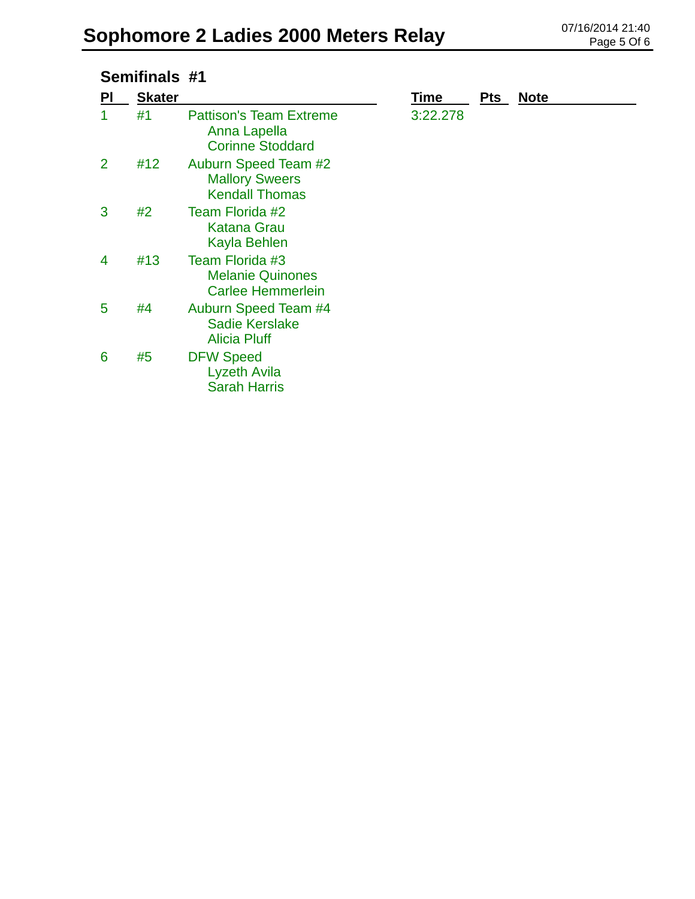# Sophomore 2 Ladies 2000 Meters Relay

## Semifinals #1

| Pl | Skater | | Time | Pts | Note |
|---|---|---|---|---|---|
| 1 | #1 | Pattison's Team Extreme<br>Anna Lapella<br>Corinne Stoddard | 3:22.278 | | |
| 2 | #12 | Auburn Speed Team #2<br>Mallory Sweers<br>Kendall Thomas | | | |
| 3 | #2 | Team Florida #2<br>Katana Grau<br>Kayla Behlen | | | |
| 4 | #13 | Team Florida #3<br>Melanie Quinones<br>Carlee Hemmerlein | | | |
| 5 | #4 | Auburn Speed Team #4<br>Sadie Kerslake<br>Alicia Pluff | | | |
| 6 | #5 | DFW Speed<br>Lyzeth Avila<br>Sarah Harris | | | |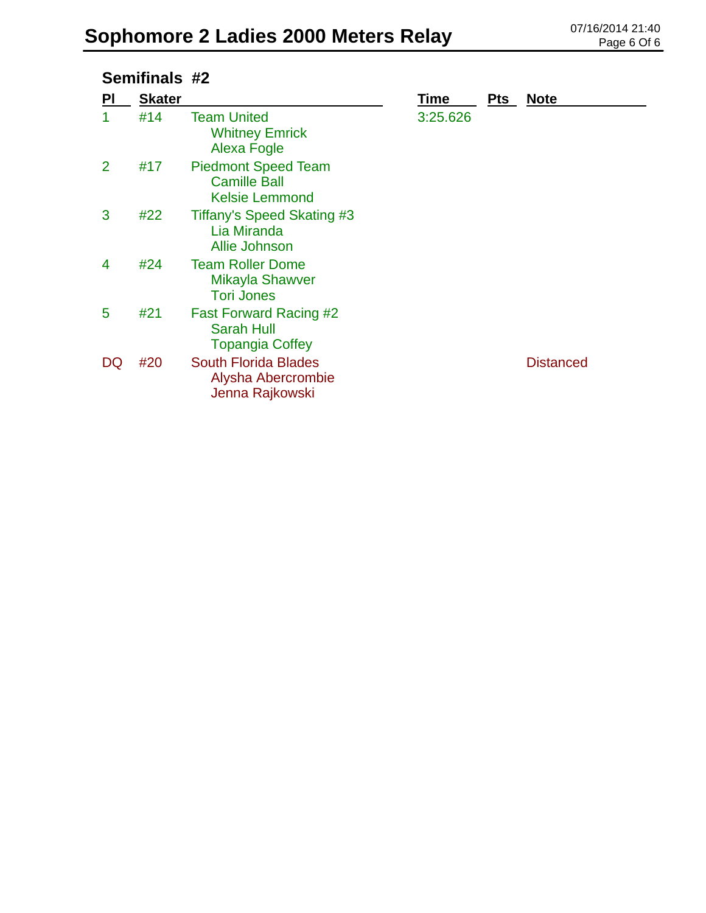# Sophomore 2 Ladies 2000 Meters Relay

## Semifinals #2

| Pl | Skater | | Time | Pts | Note |
|---|---|---|---|---|---|
| 1 | #14 | Team United<br>Whitney Emrick<br>Alexa Fogle | 3:25.626 | | |
| 2 | #17 | Piedmont Speed Team<br>Camille Ball<br>Kelsie Lemmond | | | |
| 3 | #22 | Tiffany's Speed Skating #3<br>Lia Miranda<br>Allie Johnson | | | |
| 4 | #24 | Team Roller Dome<br>Mikayla Shawver<br>Tori Jones | | | |
| 5 | #21 | Fast Forward Racing #2<br>Sarah Hull<br>Topangia Coffey | | | |
| DQ | #20 | South Florida Blades<br>Alysha Abercrombie<br>Jenna Rajkowski | | | Distanced |